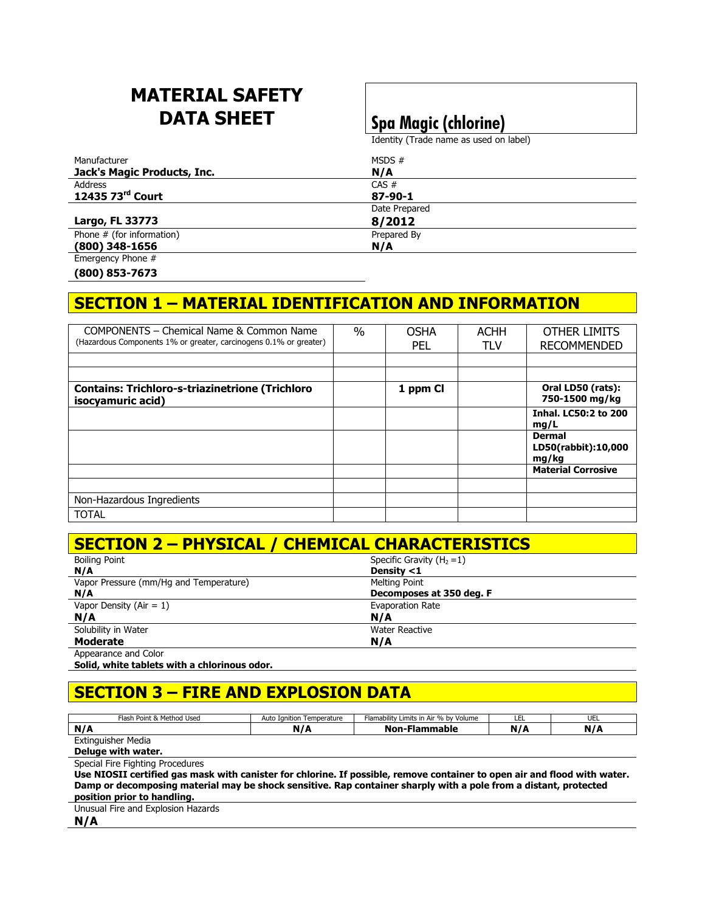# MATERIAL SAFETY DATA SHEET

**Spa Magic (chlorine)**

Identity (Trade name as used on label)

| | |
|---|---|
| Manufacturer<br>**Jack's Magic Products, Inc.** | MSDS #<br>**N/A** |
| Address<br>**12435 73rd Court** | CAS #<br>**87-90-1** |
| **Largo, FL 33773** | Date Prepared<br>**8/2012** |
| Phone # (for information)<br>**(800) 348-1656** | Prepared By<br>**N/A** |
| Emergency Phone #<br>**(800) 853-7673** | |

## SECTION 1 – MATERIAL IDENTIFICATION AND INFORMATION

| COMPONENTS – Chemical Name & Common Name (Hazardous Components 1% or greater, carcinogens 0.1% or greater) | % | OSHA PEL | ACHH TLV | OTHER LIMITS RECOMMENDED |
|---|---|---|---|---|
| | | | | |
| | | | | |
| **Contains: Trichloro-s-triazinetrione (Trichloro isocyamuric acid)** | | **1 ppm Cl** | | **Oral LD50 (rats): 750-1500 mg/kg** |
| | | | | **Inhal. LC50:2 to 200 mg/L** |
| | | | | **Dermal LD50(rabbit):10,000 mg/kg** |
| | | | | **Material Corrosive** |
| | | | | |
| Non-Hazardous Ingredients | | | | |
| TOTAL | | | | |

## SECTION 2 – PHYSICAL / CHEMICAL CHARACTERISTICS

| | |
|---|---|
| Boiling Point<br>**N/A** | Specific Gravity ($H_2$ =1)<br>**Density <1** |
| Vapor Pressure (mm/Hg and Temperature)<br>**N/A** | Melting Point<br>**Decomposes at 350 deg. F** |
| Vapor Density (Air = 1)<br>**N/A** | Evaporation Rate<br>**N/A** |
| Solubility in Water<br>**Moderate** | Water Reactive<br>**N/A** |

Appearance and Color
**Solid, white tablets with a chlorinous odor.**

## SECTION 3 – FIRE AND EXPLOSION DATA

| Flash Point & Method Used | Auto Ignition Temperature | Flamability Limits in Air % by Volume | LEL | UEL |
|---|---|---|---|---|
| **N/A** | **N/A** | **Non-Flammable** | **N/A** | **N/A** |

Extinguisher Media
**Deluge with water.**

Special Fire Fighting Procedures
**Use NIOSII certified gas mask with canister for chlorine. If possible, remove container to open air and flood with water. Damp or decomposing material may be shock sensitive. Rap container sharply with a pole from a distant, protected position prior to handling.**

Unusual Fire and Explosion Hazards
**N/A**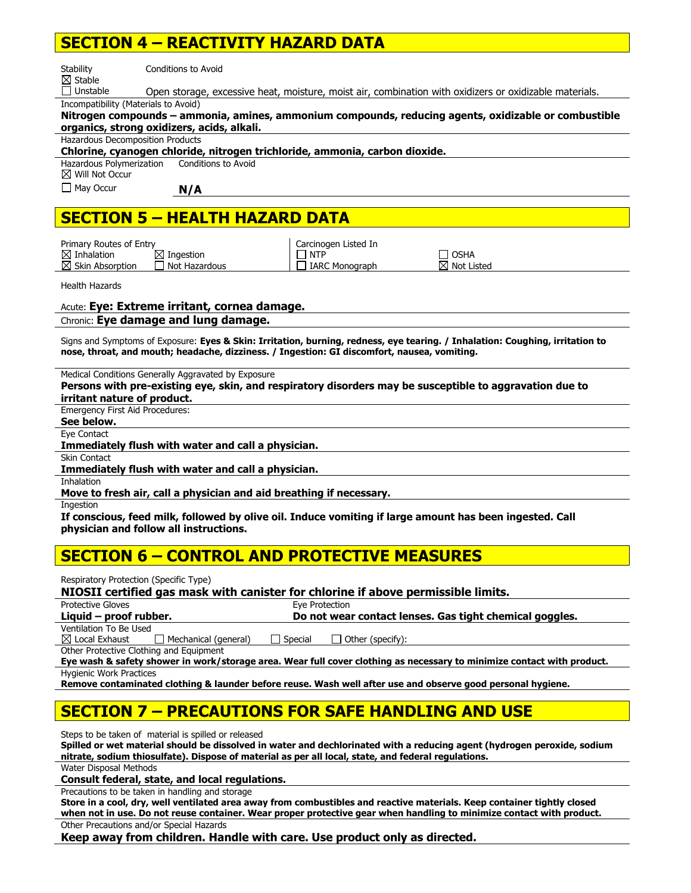## SECTION 4 – REACTIVITY HAZARD DATA

Stability
☒ Stable
☐ Unstable

Conditions to Avoid
Open storage, excessive heat, moisture, moist air, combination with oxidizers or oxidizable materials.

Incompatibility (Materials to Avoid)
**Nitrogen compounds – ammonia, amines, ammonium compounds, reducing agents, oxidizable or combustible organics, strong oxidizers, acids, alkali.**

Hazardous Decomposition Products
**Chlorine, cyanogen chloride, nitrogen trichloride, ammonia, carbon dioxide.**

Hazardous Polymerization
☒ Will Not Occur
☐ May Occur

Conditions to Avoid
**N/A**

## SECTION 5 – HEALTH HAZARD DATA

Primary Routes of Entry
☒ Inhalation ☒ Ingestion
☒ Skin Absorption ☐ Not Hazardous

Carcinogen Listed In
☐ NTP ☐ OSHA
☐ IARC Monograph ☒ Not Listed

Health Hazards

Acute: **Eye: Extreme irritant, cornea damage.**

Chronic: **Eye damage and lung damage.**

Signs and Symptoms of Exposure: **Eyes & Skin: Irritation, burning, redness, eye tearing. / Inhalation: Coughing, irritation to nose, throat, and mouth; headache, dizziness. / Ingestion: GI discomfort, nausea, vomiting.**

Medical Conditions Generally Aggravated by Exposure
**Persons with pre-existing eye, skin, and respiratory disorders may be susceptible to aggravation due to irritant nature of product.**

Emergency First Aid Procedures:
**See below.**

Eye Contact
**Immediately flush with water and call a physician.**

Skin Contact
**Immediately flush with water and call a physician.**

Inhalation
**Move to fresh air, call a physician and aid breathing if necessary.**

Ingestion
**If conscious, feed milk, followed by olive oil. Induce vomiting if large amount has been ingested. Call physician and follow all instructions.**

## SECTION 6 – CONTROL AND PROTECTIVE MEASURES

Respiratory Protection (Specific Type)
**NIOSII certified gas mask with canister for chlorine if above permissible limits.**

Protective Gloves
**Liquid – proof rubber.**

Eye Protection
**Do not wear contact lenses. Gas tight chemical goggles.**

Ventilation To Be Used
☒ Local Exhaust ☐ Mechanical (general) ☐ Special ☐ Other (specify):

Other Protective Clothing and Equipment
**Eye wash & safety shower in work/storage area. Wear full cover clothing as necessary to minimize contact with product.**

Hygienic Work Practices
**Remove contaminated clothing & launder before reuse. Wash well after use and observe good personal hygiene.**

## SECTION 7 – PRECAUTIONS FOR SAFE HANDLING AND USE

Steps to be taken of material is spilled or released
**Spilled or wet material should be dissolved in water and dechlorinated with a reducing agent (hydrogen peroxide, sodium nitrate, sodium thiosulfate). Dispose of material as per all local, state, and federal regulations.**

Water Disposal Methods
**Consult federal, state, and local regulations.**

Precautions to be taken in handling and storage
**Store in a cool, dry, well ventilated area away from combustibles and reactive materials. Keep container tightly closed when not in use. Do not reuse container. Wear proper protective gear when handling to minimize contact with product.**

Other Precautions and/or Special Hazards
**Keep away from children. Handle with care. Use product only as directed.**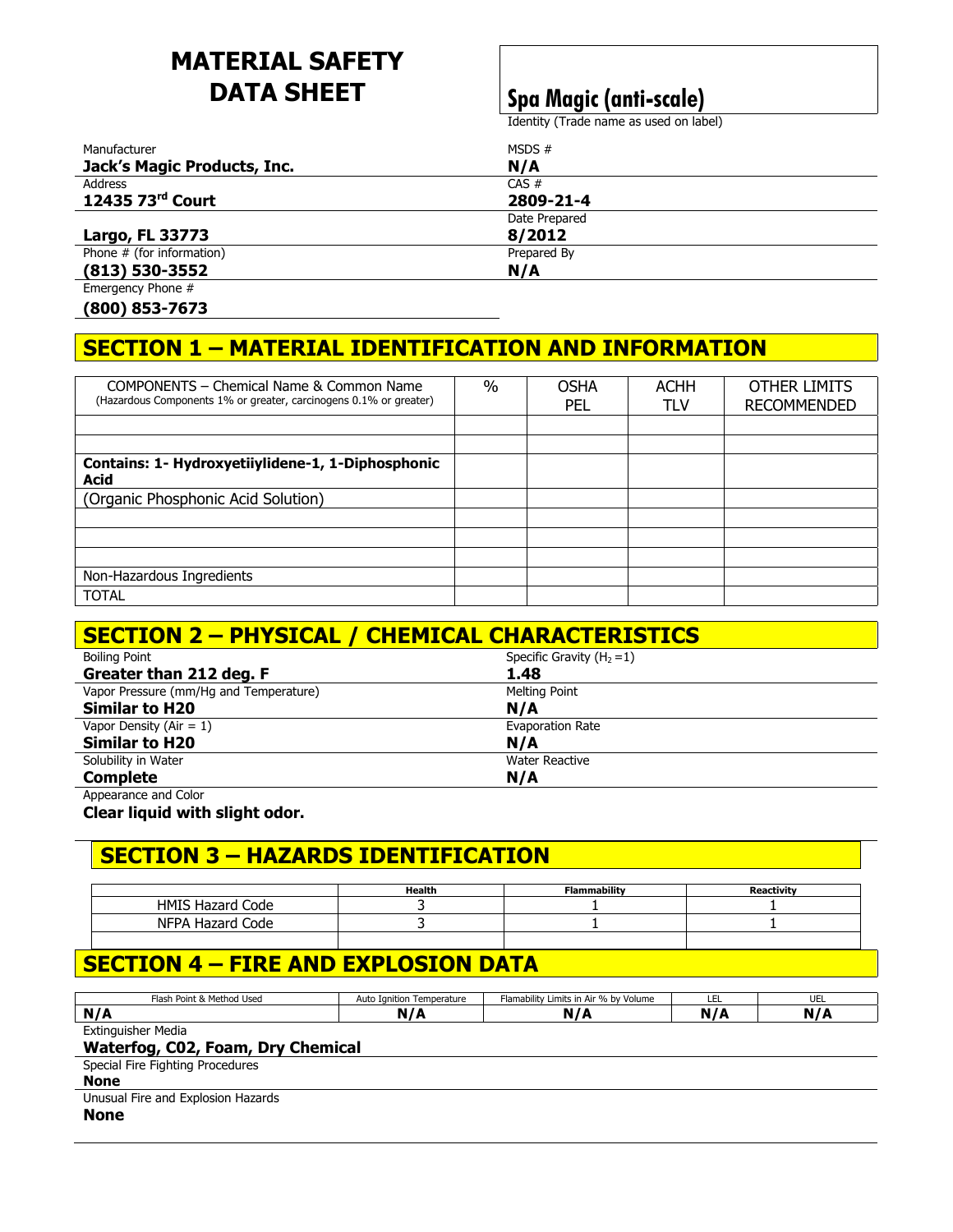# MATERIAL SAFETY DATA SHEET

**Spa Magic (anti-scale)**
Identity (Trade name as used on label)

| | |
|---|---|
| Manufacturer<br>**Jack's Magic Products, Inc.** | MSDS #<br>**N/A** |
| Address<br>**12435 73rd Court** | CAS #<br>**2809-21-4** |
| **Largo, FL 33773** | Date Prepared<br>**8/2012** |
| Phone # (for information)<br>**(813) 530-3552** | Prepared By<br>**N/A** |
| Emergency Phone #<br>**(800) 853-7673** | |

## SECTION 1 – MATERIAL IDENTIFICATION AND INFORMATION

| COMPONENTS – Chemical Name & Common Name (Hazardous Components 1% or greater, carcinogens 0.1% or greater) | % | OSHA PEL | ACHH TLV | OTHER LIMITS RECOMMENDED |
|---|---|---|---|---|
| | | | | |
| | | | | |
| **Contains: 1- Hydroxyetiiylidene-1, 1-Diphosphonic Acid** | | | | |
| (Organic Phosphonic Acid Solution) | | | | |
| | | | | |
| | | | | |
| | | | | |
| Non-Hazardous Ingredients | | | | |
| TOTAL | | | | |

## SECTION 2 – PHYSICAL / CHEMICAL CHARACTERISTICS

| | |
|---|---|
| Boiling Point<br>**Greater than 212 deg. F** | Specific Gravity ($H_2$ =1)<br>**1.48** |
| Vapor Pressure (mm/Hg and Temperature)<br>**Similar to H20** | Melting Point<br>**N/A** |
| Vapor Density (Air = 1)<br>**Similar to H20** | Evaporation Rate<br>**N/A** |
| Solubility in Water<br>**Complete** | Water Reactive<br>**N/A** |

Appearance and Color
**Clear liquid with slight odor.**

## SECTION 3 – HAZARDS IDENTIFICATION

| | Health | Flammability | Reactivity |
|---|---|---|---|
| HMIS Hazard Code | 3 | 1 | 1 |
| NFPA Hazard Code | 3 | 1 | 1 |
| | | | |

## SECTION 4 – FIRE AND EXPLOSION DATA

| Flash Point & Method Used | Auto Ignition Temperature | Flamability Limits in Air % by Volume | LEL | UEL |
|---|---|---|---|---|
| **N/A** | **N/A** | **N/A** | **N/A** | **N/A** |

Extinguisher Media
**Waterfog, C02, Foam, Dry Chemical**

Special Fire Fighting Procedures
**None**

Unusual Fire and Explosion Hazards
**None**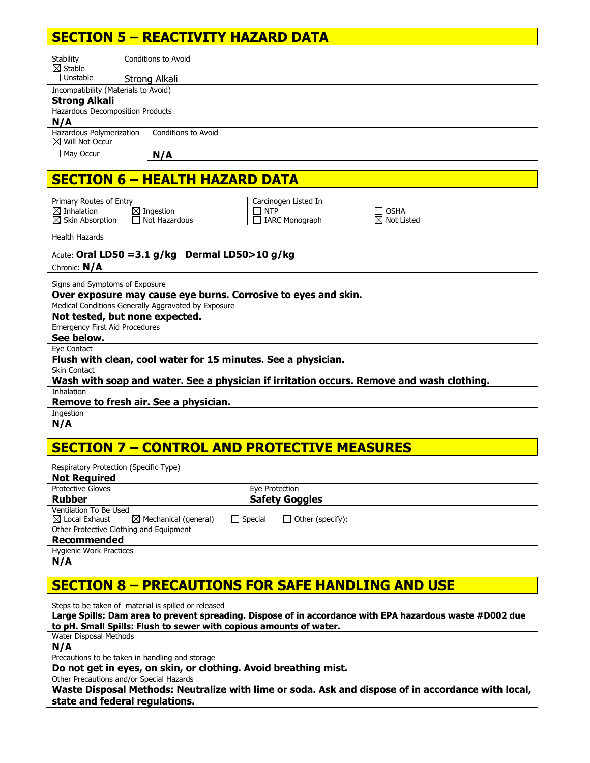## SECTION 5 – REACTIVITY HAZARD DATA

Stability
☒ Stable
☐ Unstable

Conditions to Avoid
Strong Alkali

Incompatibility (Materials to Avoid)
**Strong Alkali**

Hazardous Decomposition Products
**N/A**

Hazardous Polymerization
☒ Will Not Occur
☐ May Occur

Conditions to Avoid
**N/A**

## SECTION 6 – HEALTH HAZARD DATA

Primary Routes of Entry
☒ Inhalation ☒ Ingestion
☒ Skin Absorption ☐ Not Hazardous

Carcinogen Listed In
☐ NTP ☐ OSHA
☐ IARC Monograph ☒ Not Listed

Health Hazards

Acute: **Oral LD50 =3.1 g/kg Dermal LD50>10 g/kg**

Chronic: **N/A**

Signs and Symptoms of Exposure
**Over exposure may cause eye burns. Corrosive to eyes and skin.**

Medical Conditions Generally Aggravated by Exposure
**Not tested, but none expected.**

Emergency First Aid Procedures
**See below.**

Eye Contact
**Flush with clean, cool water for 15 minutes. See a physician.**

Skin Contact
**Wash with soap and water. See a physician if irritation occurs. Remove and wash clothing.**

Inhalation
**Remove to fresh air. See a physician.**

Ingestion
**N/A**

## SECTION 7 – CONTROL AND PROTECTIVE MEASURES

Respiratory Protection (Specific Type)
**Not Required**

Protective Gloves
**Rubber**

Eye Protection
**Safety Goggles**

Ventilation To Be Used
☒ Local Exhaust ☒ Mechanical (general) ☐ Special ☐ Other (specify):

Other Protective Clothing and Equipment
**Recommended**

Hygienic Work Practices
**N/A**

## SECTION 8 – PRECAUTIONS FOR SAFE HANDLING AND USE

Steps to be taken of material is spilled or released
**Large Spills: Dam area to prevent spreading. Dispose of in accordance with EPA hazardous waste #D002 due to pH. Small Spills: Flush to sewer with copious amounts of water.**

Water Disposal Methods
**N/A**

Precautions to be taken in handling and storage
**Do not get in eyes, on skin, or clothing. Avoid breathing mist.**

Other Precautions and/or Special Hazards
**Waste Disposal Methods: Neutralize with lime or soda. Ask and dispose of in accordance with local, state and federal regulations.**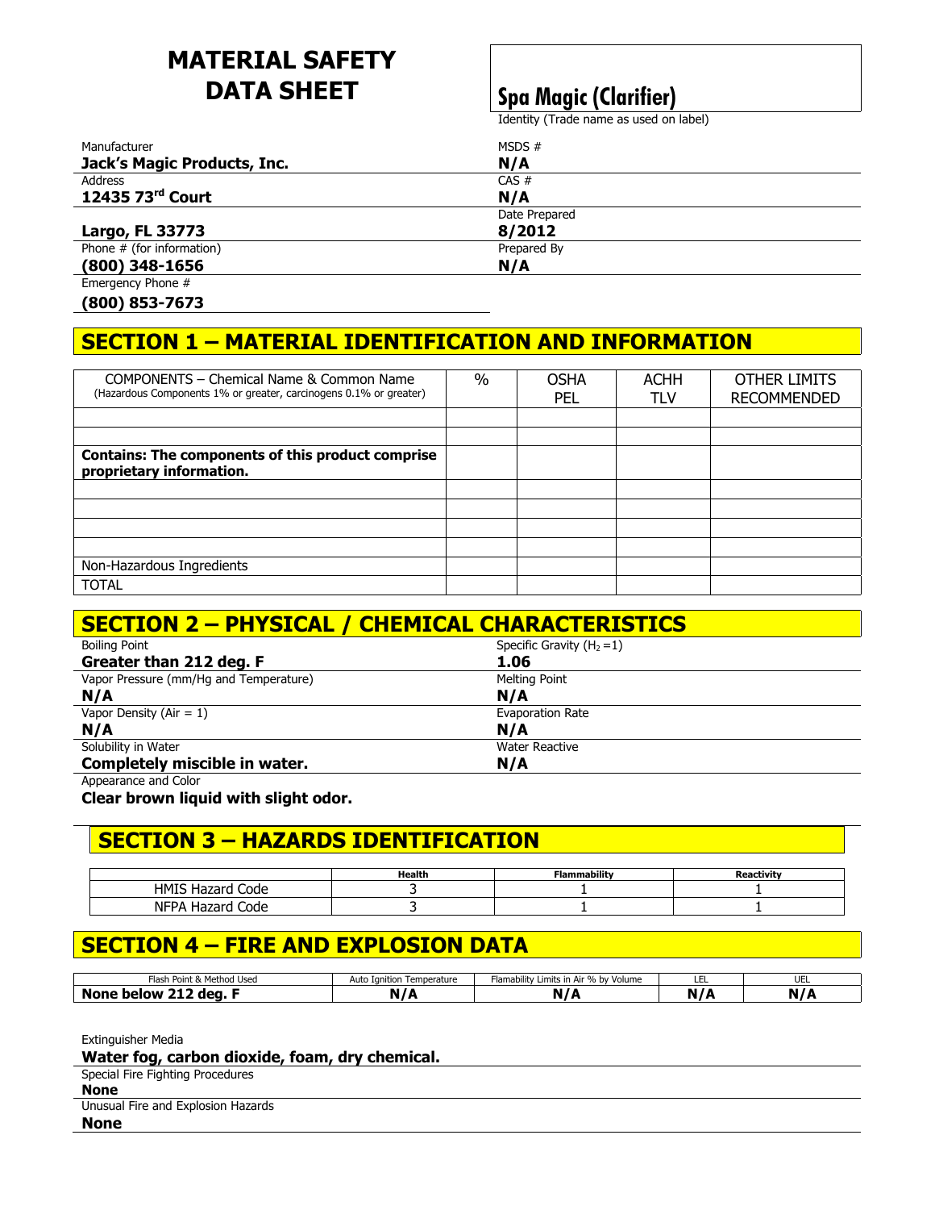# MATERIAL SAFETY DATA SHEET

## Spa Magic (Clarifier)

Identity (Trade name as used on label)

| Manufacturer | MSDS # |
|---|---|
| **Jack's Magic Products, Inc.** | **N/A** |
| Address | CAS # |
| **12435 73rd Court** | **N/A** |
| | Date Prepared |
| **Largo, FL 33773** | **8/2012** |
| Phone # (for information) | Prepared By |
| **(800) 348-1656** | **N/A** |
| Emergency Phone # | |
| **(800) 853-7673** | |

## SECTION 1 – MATERIAL IDENTIFICATION AND INFORMATION

| COMPONENTS – Chemical Name & Common Name (Hazardous Components 1% or greater, carcinogens 0.1% or greater) | % | OSHA PEL | ACHH TLV | OTHER LIMITS RECOMMENDED |
|---|---|---|---|---|
| | | | | |
| | | | | |
| **Contains: The components of this product comprise proprietary information.** | | | | |
| | | | | |
| | | | | |
| | | | | |
| | | | | |
| Non-Hazardous Ingredients | | | | |
| TOTAL | | | | |

## SECTION 2 – PHYSICAL / CHEMICAL CHARACTERISTICS

| Boiling Point | Specific Gravity ($H_2 = 1$) |
|---|---|
| **Greater than 212 deg. F** | **1.06** |
| Vapor Pressure (mm/Hg and Temperature) | Melting Point |
| **N/A** | **N/A** |
| Vapor Density (Air = 1) | Evaporation Rate |
| **N/A** | **N/A** |
| Solubility in Water | Water Reactive |
| **Completely miscible in water.** | **N/A** |

Appearance and Color

**Clear brown liquid with slight odor.**

## SECTION 3 – HAZARDS IDENTIFICATION

| | Health | Flammability | Reactivity |
|---|---|---|---|
| HMIS Hazard Code | 3 | 1 | 1 |
| NFPA Hazard Code | 3 | 1 | 1 |

## SECTION 4 – FIRE AND EXPLOSION DATA

| Flash Point & Method Used | Auto Ignition Temperature | Flamability Limits in Air % by Volume | LEL | UEL |
|---|---|---|---|---|
| **None below 212 deg. F** | **N/A** | **N/A** | **N/A** | **N/A** |

Extinguisher Media

**Water fog, carbon dioxide, foam, dry chemical.**

Special Fire Fighting Procedures

**None**

Unusual Fire and Explosion Hazards

**None**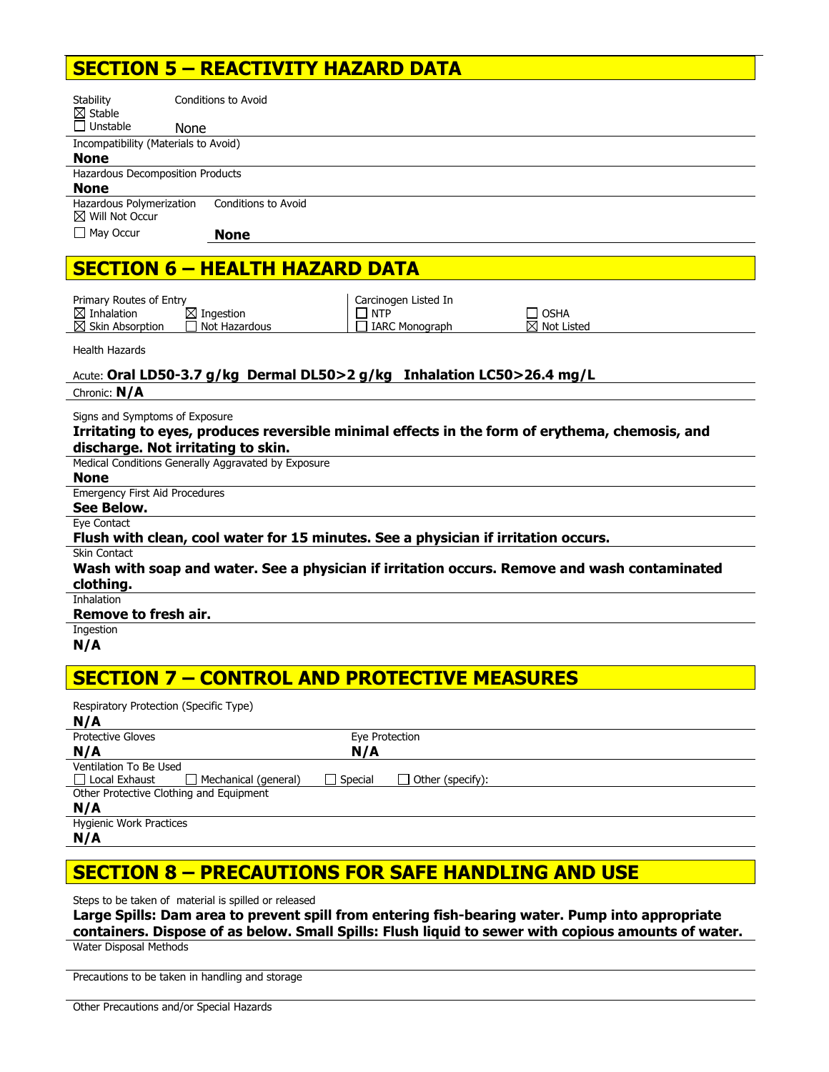## SECTION 5 – REACTIVITY HAZARD DATA

Stability
☒ Stable
☐ Unstable

Conditions to Avoid
None

Incompatibility (Materials to Avoid)
**None**

Hazardous Decomposition Products
**None**

Hazardous Polymerization
☒ Will Not Occur
☐ May Occur

Conditions to Avoid
**None**

## SECTION 6 – HEALTH HAZARD DATA

Primary Routes of Entry
☒ Inhalation ☒ Ingestion
☒ Skin Absorption ☐ Not Hazardous

Carcinogen Listed In
☐ NTP ☐ OSHA
☐ IARC Monograph ☒ Not Listed

Health Hazards

Acute: **Oral LD50-3.7 g/kg Dermal DL50>2 g/kg Inhalation LC50>26.4 mg/L**

Chronic: **N/A**

Signs and Symptoms of Exposure
**Irritating to eyes, produces reversible minimal effects in the form of erythema, chemosis, and discharge. Not irritating to skin.**

Medical Conditions Generally Aggravated by Exposure
**None**

Emergency First Aid Procedures
**See Below.**

Eye Contact
**Flush with clean, cool water for 15 minutes. See a physician if irritation occurs.**

Skin Contact
**Wash with soap and water. See a physician if irritation occurs. Remove and wash contaminated clothing.**

Inhalation
**Remove to fresh air.**

Ingestion
**N/A**

## SECTION 7 – CONTROL AND PROTECTIVE MEASURES

Respiratory Protection (Specific Type)
**N/A**

Protective Gloves
**N/A**

Eye Protection
**N/A**

Ventilation To Be Used
☐ Local Exhaust ☐ Mechanical (general) ☐ Special ☐ Other (specify):

Other Protective Clothing and Equipment
**N/A**

Hygienic Work Practices
**N/A**

## SECTION 8 – PRECAUTIONS FOR SAFE HANDLING AND USE

Steps to be taken of material is spilled or released
**Large Spills: Dam area to prevent spill from entering fish-bearing water. Pump into appropriate containers. Dispose of as below. Small Spills: Flush liquid to sewer with copious amounts of water.**

Water Disposal Methods

Precautions to be taken in handling and storage

Other Precautions and/or Special Hazards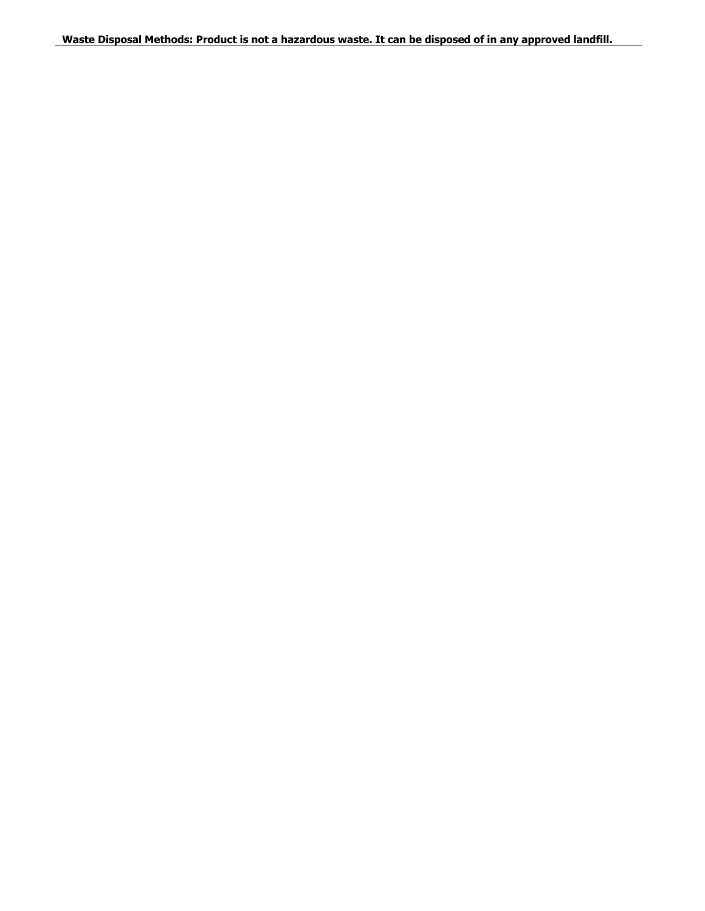**Waste Disposal Methods: Product is not a hazardous waste. It can be disposed of in any approved landfill.**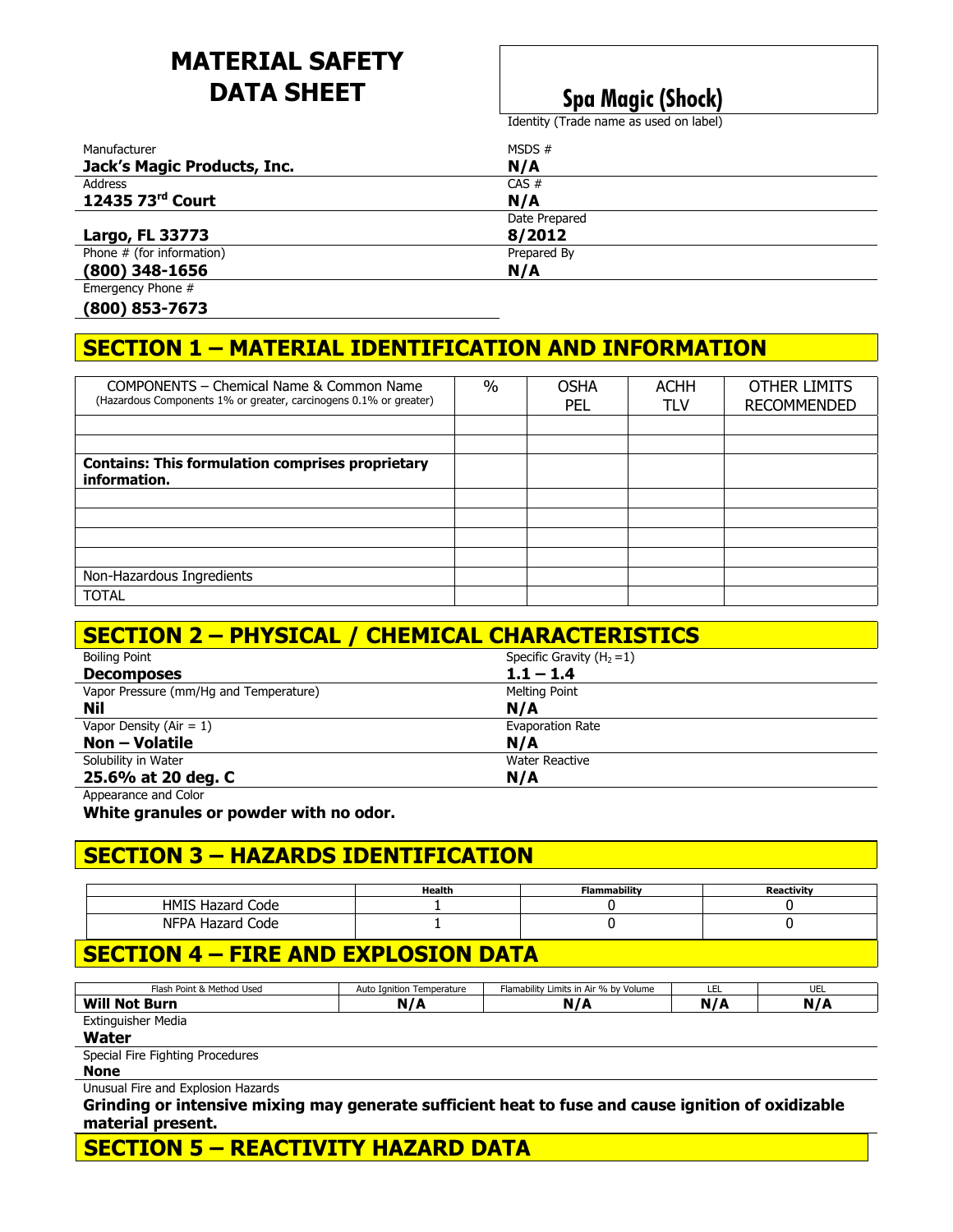# MATERIAL SAFETY DATA SHEET

**Spa Magic (Shock)**

Identity (Trade name as used on label)

| | |
|---|---|
| Manufacturer<br>**Jack's Magic Products, Inc.** | MSDS #<br>**N/A** |
| Address<br>**12435 73rd Court** | CAS #<br>**N/A** |
| **Largo, FL 33773** | Date Prepared<br>**8/2012** |
| Phone # (for information)<br>**(800) 348-1656** | Prepared By<br>**N/A** |
| Emergency Phone #<br>**(800) 853-7673** | |

## SECTION 1 – MATERIAL IDENTIFICATION AND INFORMATION

| COMPONENTS – Chemical Name & Common Name (Hazardous Components 1% or greater, carcinogens 0.1% or greater) | % | OSHA PEL | ACHH TLV | OTHER LIMITS RECOMMENDED |
|---|---|---|---|---|
| | | | | |
| | | | | |
| **Contains: This formulation comprises proprietary information.** | | | | |
| | | | | |
| | | | | |
| | | | | |
| | | | | |
| Non-Hazardous Ingredients | | | | |
| TOTAL | | | | |

## SECTION 2 – PHYSICAL / CHEMICAL CHARACTERISTICS

| | |
|---|---|
| Boiling Point<br>**Decomposes** | Specific Gravity ($H_2 = 1$)<br>**1.1 – 1.4** |
| Vapor Pressure (mm/Hg and Temperature)<br>**Nil** | Melting Point<br>**N/A** |
| Vapor Density (Air = 1)<br>**Non – Volatile** | Evaporation Rate<br>**N/A** |
| Solubility in Water<br>**25.6% at 20 deg. C** | Water Reactive<br>**N/A** |

Appearance and Color

**White granules or powder with no odor.**

## SECTION 3 – HAZARDS IDENTIFICATION

| | Health | Flammability | Reactivity |
|---|---|---|---|
| HMIS Hazard Code | 1 | 0 | 0 |
| NFPA Hazard Code | 1 | 0 | 0 |

## SECTION 4 – FIRE AND EXPLOSION DATA

| Flash Point & Method Used | Auto Ignition Temperature | Flamability Limits in Air % by Volume | LEL | UEL |
|---|---|---|---|---|
| **Will Not Burn** | **N/A** | **N/A** | **N/A** | **N/A** |

Extinguisher Media

**Water**

Special Fire Fighting Procedures

**None**

Unusual Fire and Explosion Hazards

**Grinding or intensive mixing may generate sufficient heat to fuse and cause ignition of oxidizable material present.**

## SECTION 5 – REACTIVITY HAZARD DATA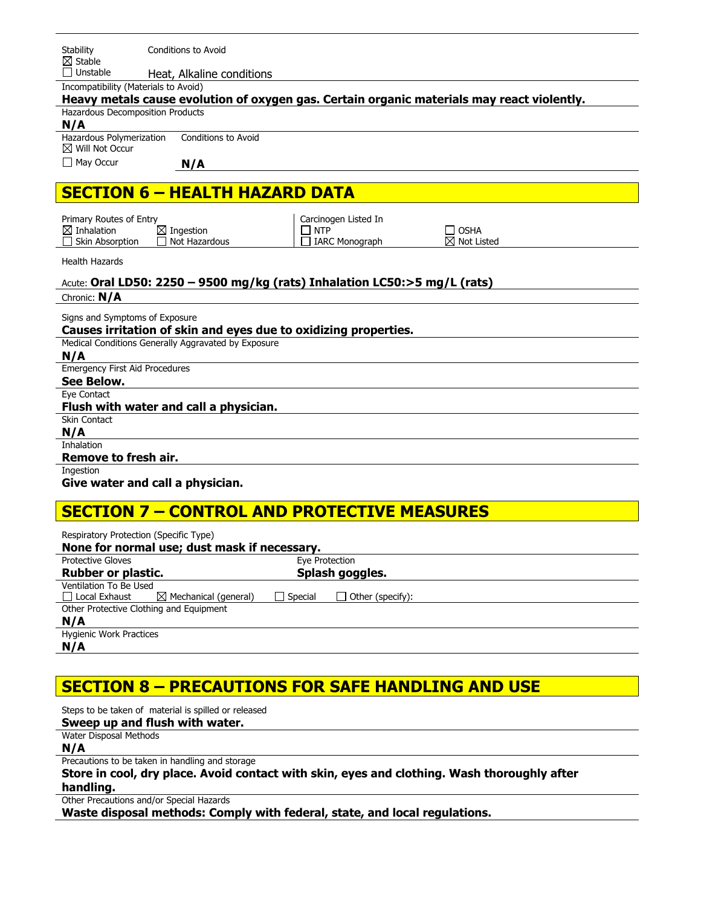Stability
☒ Stable
☐ Unstable

Conditions to Avoid
Heat, Alkaline conditions

Incompatibility (Materials to Avoid)
**Heavy metals cause evolution of oxygen gas. Certain organic materials may react violently.**

Hazardous Decomposition Products
**N/A**

Hazardous Polymerization
☒ Will Not Occur
☐ May Occur

Conditions to Avoid
**N/A**

## SECTION 6 – HEALTH HAZARD DATA

Primary Routes of Entry
☒ Inhalation ☒ Ingestion
☐ Skin Absorption ☐ Not Hazardous

Carcinogen Listed In
☐ NTP ☐ OSHA
☐ IARC Monograph ☒ Not Listed

Health Hazards

Acute: **Oral LD50: 2250 – 9500 mg/kg (rats) Inhalation LC50:>5 mg/L (rats)**

Chronic: **N/A**

Signs and Symptoms of Exposure
**Causes irritation of skin and eyes due to oxidizing properties.**

Medical Conditions Generally Aggravated by Exposure
**N/A**

Emergency First Aid Procedures
**See Below.**

Eye Contact
**Flush with water and call a physician.**

Skin Contact
**N/A**

Inhalation
**Remove to fresh air.**

Ingestion
**Give water and call a physician.**

## SECTION 7 – CONTROL AND PROTECTIVE MEASURES

Respiratory Protection (Specific Type)
**None for normal use; dust mask if necessary.**

Protective Gloves
**Rubber or plastic.**

Eye Protection
**Splash goggles.**

Ventilation To Be Used
☐ Local Exhaust ☒ Mechanical (general) ☐ Special ☐ Other (specify):

Other Protective Clothing and Equipment
**N/A**

Hygienic Work Practices
**N/A**

## SECTION 8 – PRECAUTIONS FOR SAFE HANDLING AND USE

Steps to be taken of material is spilled or released
**Sweep up and flush with water.**

Water Disposal Methods
**N/A**

Precautions to be taken in handling and storage
**Store in cool, dry place. Avoid contact with skin, eyes and clothing. Wash thoroughly after handling.**

Other Precautions and/or Special Hazards
**Waste disposal methods: Comply with federal, state, and local regulations.**